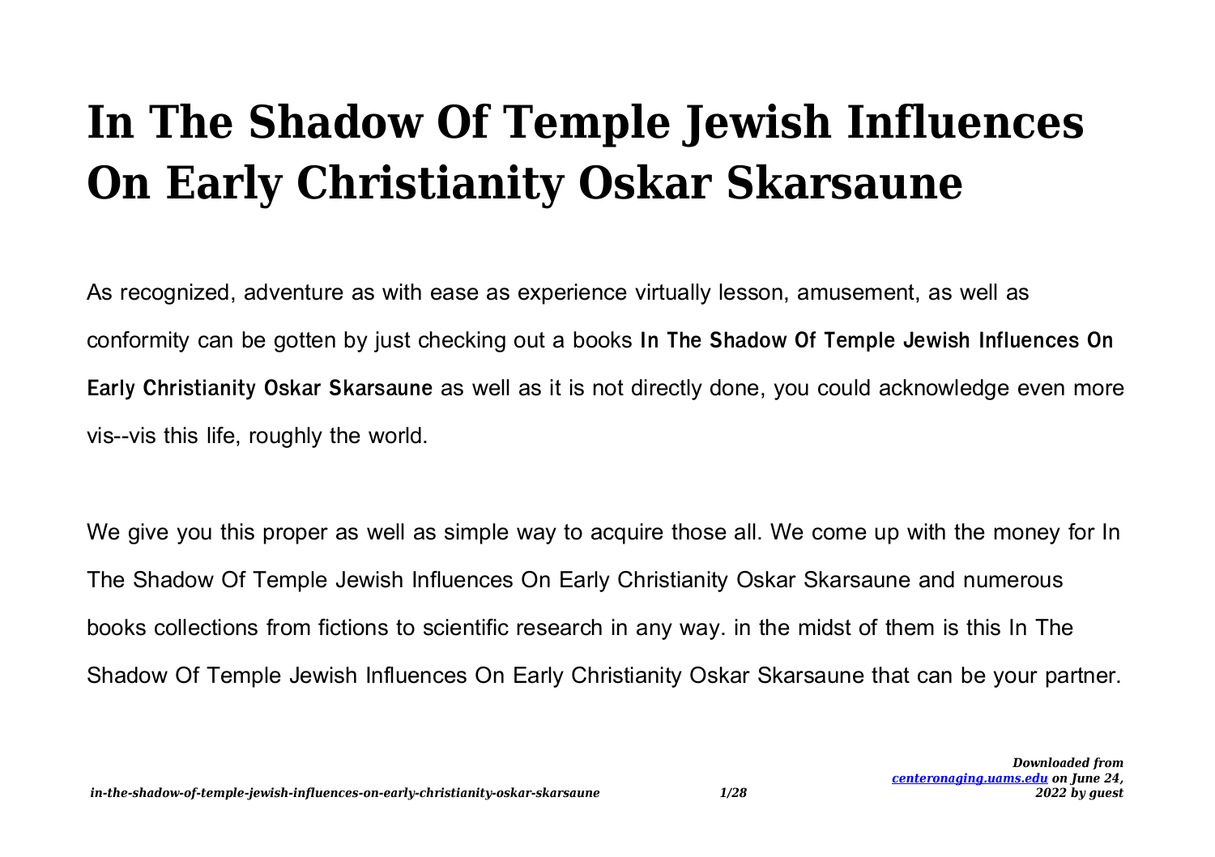# In The Shadow Of Temple Jewish Influences On Early Christianity Oskar Skarsaune

As recognized, adventure as with ease as experience virtually lesson, amusement, as well as conformity can be gotten by just checking out a books **In The Shadow Of Temple Jewish Influences On Early Christianity Oskar Skarsaune** as well as it is not directly done, you could acknowledge even more vis--vis this life, roughly the world.

We give you this proper as well as simple way to acquire those all. We come up with the money for In The Shadow Of Temple Jewish Influences On Early Christianity Oskar Skarsaune and numerous books collections from fictions to scientific research in any way. in the midst of them is this In The Shadow Of Temple Jewish Influences On Early Christianity Oskar Skarsaune that can be your partner.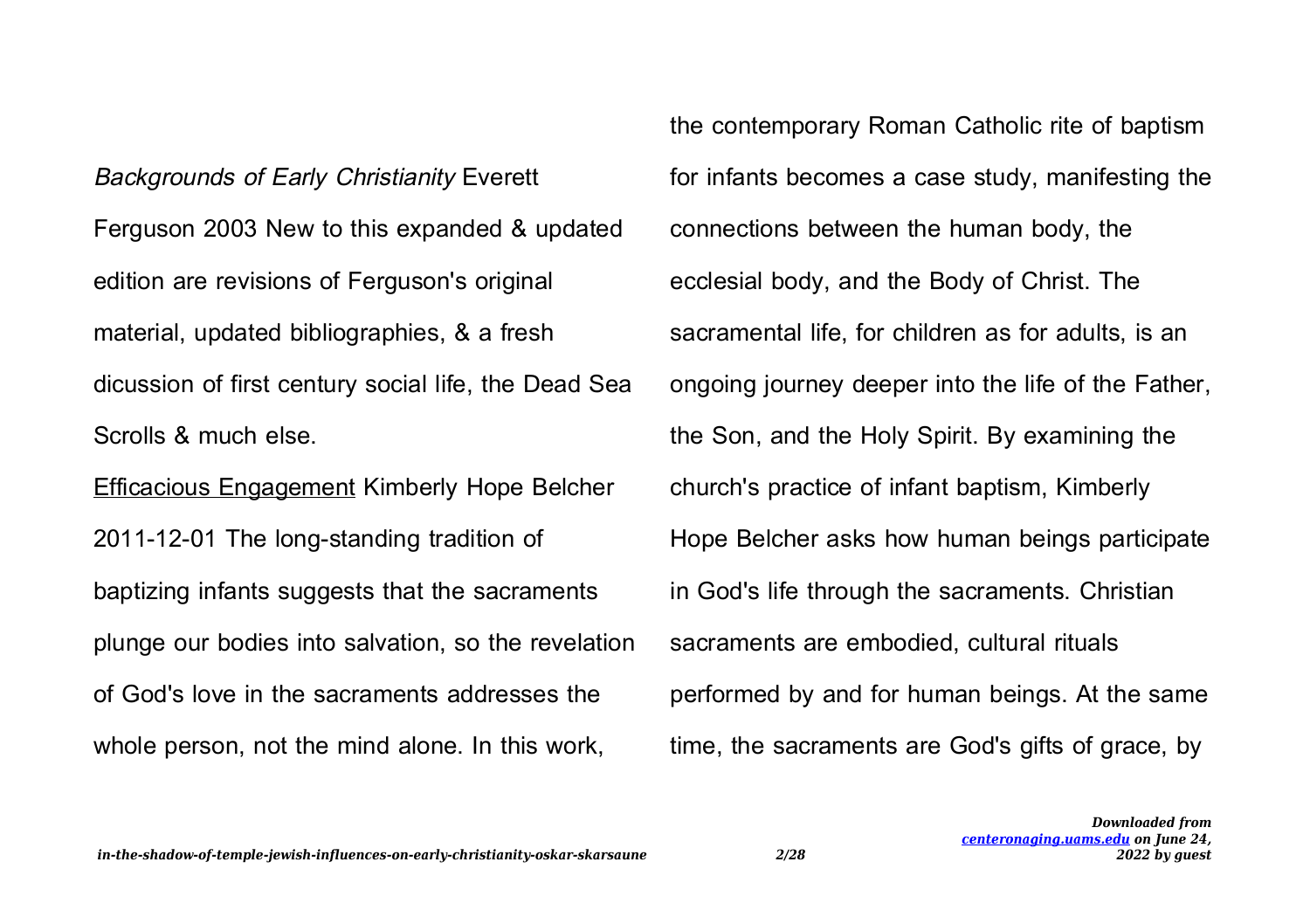*Backgrounds of Early Christianity* Everett Ferguson 2003 New to this expanded & updated edition are revisions of Ferguson's original material, updated bibliographies, & a fresh dicussion of first century social life, the Dead Sea Scrolls & much else.

Efficacious Engagement Kimberly Hope Belcher 2011-12-01 The long-standing tradition of baptizing infants suggests that the sacraments plunge our bodies into salvation, so the revelation of God's love in the sacraments addresses the whole person, not the mind alone. In this work, the contemporary Roman Catholic rite of baptism for infants becomes a case study, manifesting the connections between the human body, the ecclesial body, and the Body of Christ. The sacramental life, for children as for adults, is an ongoing journey deeper into the life of the Father, the Son, and the Holy Spirit. By examining the church's practice of infant baptism, Kimberly Hope Belcher asks how human beings participate in God's life through the sacraments. Christian sacraments are embodied, cultural rituals performed by and for human beings. At the same time, the sacraments are God's gifts of grace, by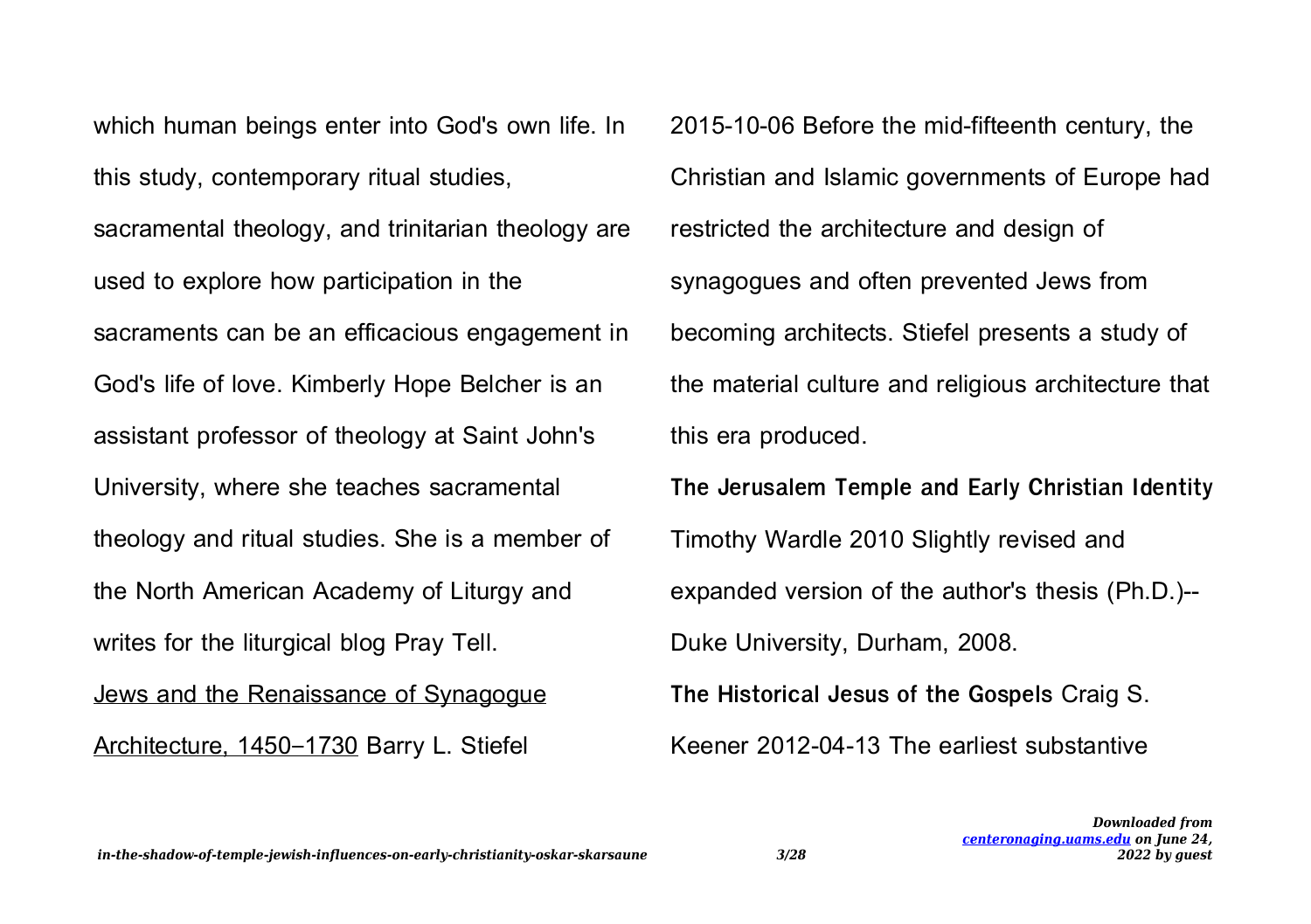which human beings enter into God's own life. In this study, contemporary ritual studies, sacramental theology, and trinitarian theology are used to explore how participation in the sacraments can be an efficacious engagement in God's life of love. Kimberly Hope Belcher is an assistant professor of theology at Saint John's University, where she teaches sacramental theology and ritual studies. She is a member of the North American Academy of Liturgy and writes for the liturgical blog Pray Tell.

Jews and the Renaissance of Synagogue Architecture, 1450–1730 Barry L. Stiefel 2015-10-06 Before the mid-fifteenth century, the Christian and Islamic governments of Europe had restricted the architecture and design of synagogues and often prevented Jews from becoming architects. Stiefel presents a study of the material culture and religious architecture that this era produced.

**The Jerusalem Temple and Early Christian Identity** Timothy Wardle 2010 Slightly revised and expanded version of the author's thesis (Ph.D.)--Duke University, Durham, 2008.

**The Historical Jesus of the Gospels** Craig S. Keener 2012-04-13 The earliest substantive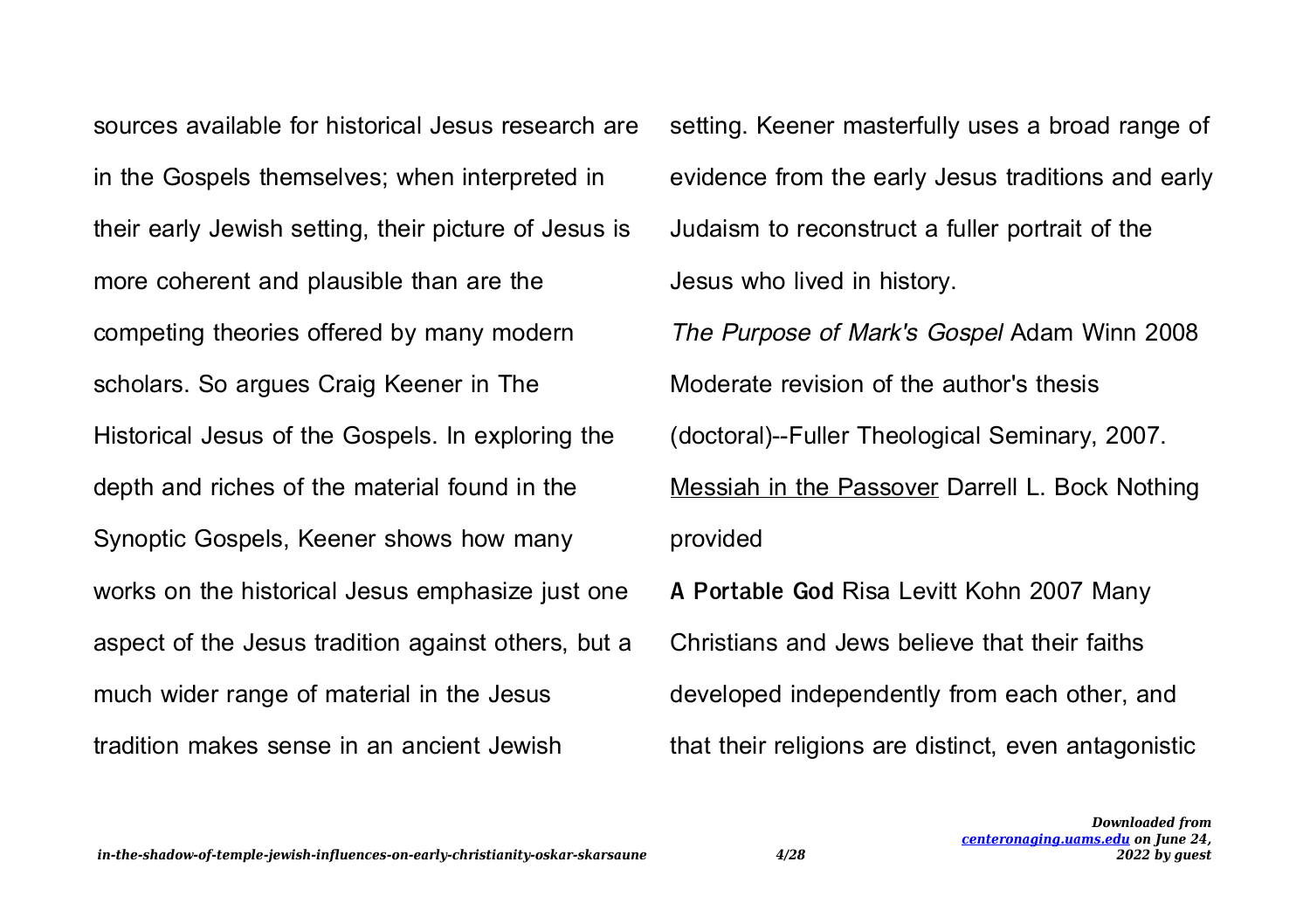sources available for historical Jesus research are in the Gospels themselves; when interpreted in their early Jewish setting, their picture of Jesus is more coherent and plausible than are the competing theories offered by many modern scholars. So argues Craig Keener in The Historical Jesus of the Gospels. In exploring the depth and riches of the material found in the Synoptic Gospels, Keener shows how many works on the historical Jesus emphasize just one aspect of the Jesus tradition against others, but a much wider range of material in the Jesus tradition makes sense in an ancient Jewish setting. Keener masterfully uses a broad range of evidence from the early Jesus traditions and early Judaism to reconstruct a fuller portrait of the Jesus who lived in history.

*The Purpose of Mark's Gospel* Adam Winn 2008 Moderate revision of the author's thesis (doctoral)--Fuller Theological Seminary, 2007.

Messiah in the Passover Darrell L. Bock Nothing provided

**A Portable God** Risa Levitt Kohn 2007 Many Christians and Jews believe that their faiths developed independently from each other, and that their religions are distinct, even antagonistic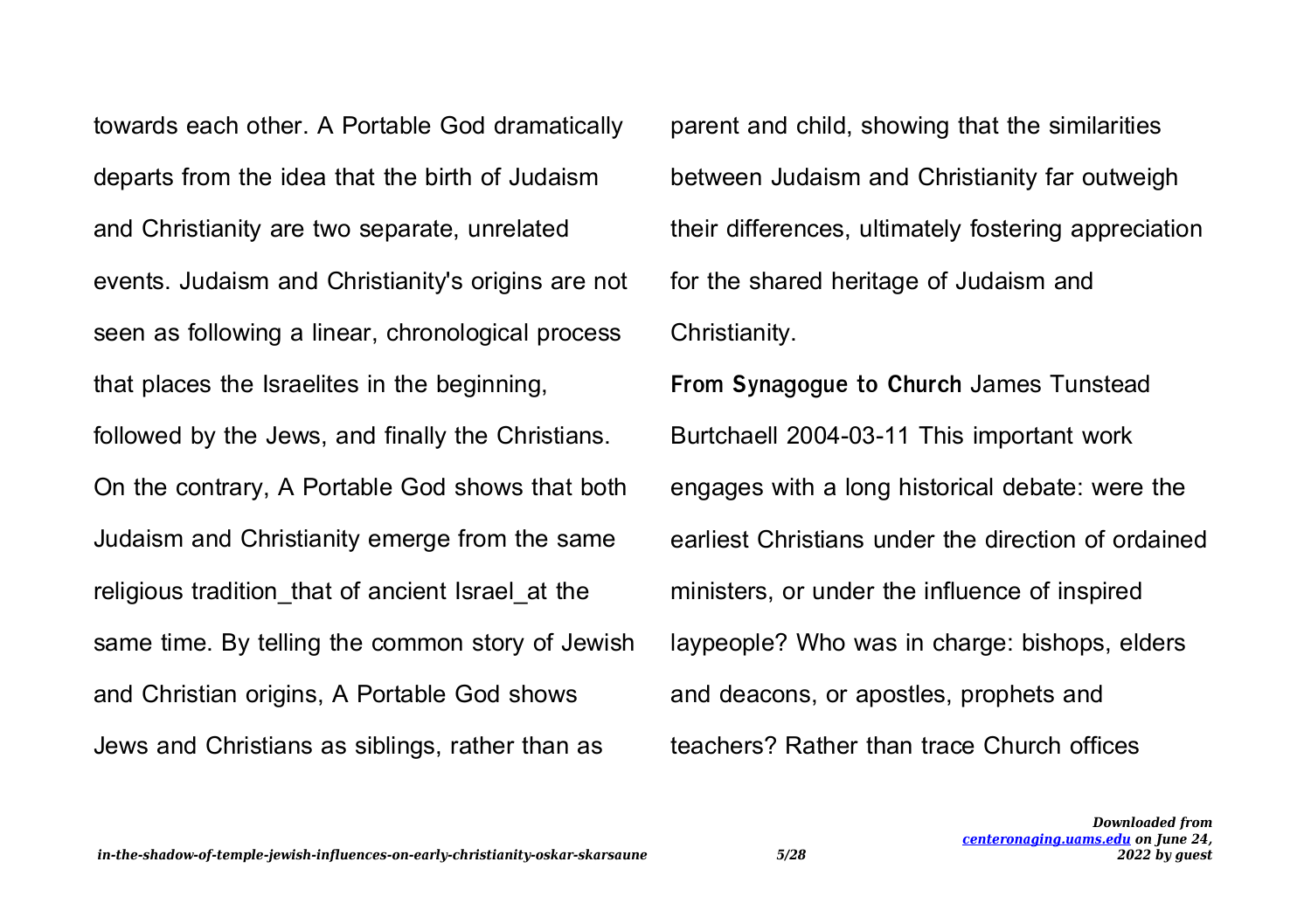towards each other. A Portable God dramatically departs from the idea that the birth of Judaism and Christianity are two separate, unrelated events. Judaism and Christianity's origins are not seen as following a linear, chronological process that places the Israelites in the beginning, followed by the Jews, and finally the Christians. On the contrary, A Portable God shows that both Judaism and Christianity emerge from the same religious tradition_that of ancient Israel_at the same time. By telling the common story of Jewish and Christian origins, A Portable God shows Jews and Christians as siblings, rather than as parent and child, showing that the similarities between Judaism and Christianity far outweigh their differences, ultimately fostering appreciation for the shared heritage of Judaism and Christianity.

**From Synagogue to Church** James Tunstead Burtchaell 2004-03-11 This important work engages with a long historical debate: were the earliest Christians under the direction of ordained ministers, or under the influence of inspired laypeople? Who was in charge: bishops, elders and deacons, or apostles, prophets and teachers? Rather than trace Church offices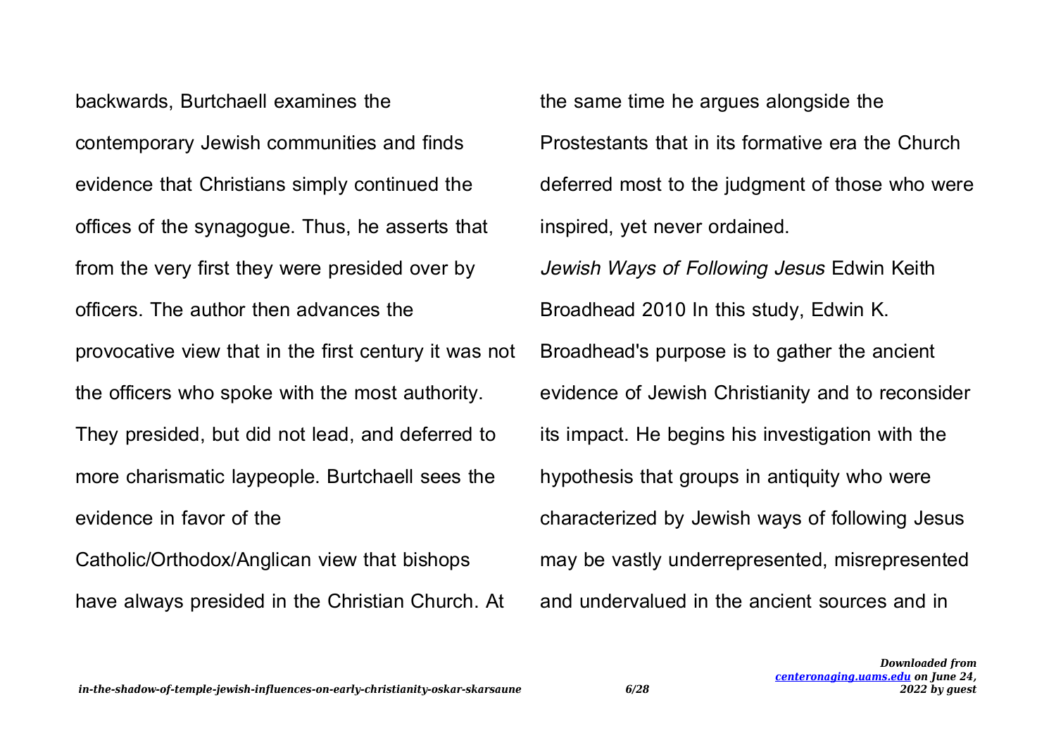backwards, Burtchaell examines the contemporary Jewish communities and finds evidence that Christians simply continued the offices of the synagogue. Thus, he asserts that from the very first they were presided over by officers. The author then advances the provocative view that in the first century it was not the officers who spoke with the most authority. They presided, but did not lead, and deferred to more charismatic laypeople. Burtchaell sees the evidence in favor of the Catholic/Orthodox/Anglican view that bishops have always presided in the Christian Church. At the same time he argues alongside the Prostestants that in its formative era the Church deferred most to the judgment of those who were inspired, yet never ordained.

*Jewish Ways of Following Jesus* Edwin Keith Broadhead 2010 In this study, Edwin K. Broadhead's purpose is to gather the ancient evidence of Jewish Christianity and to reconsider its impact. He begins his investigation with the hypothesis that groups in antiquity who were characterized by Jewish ways of following Jesus may be vastly underrepresented, misrepresented and undervalued in the ancient sources and in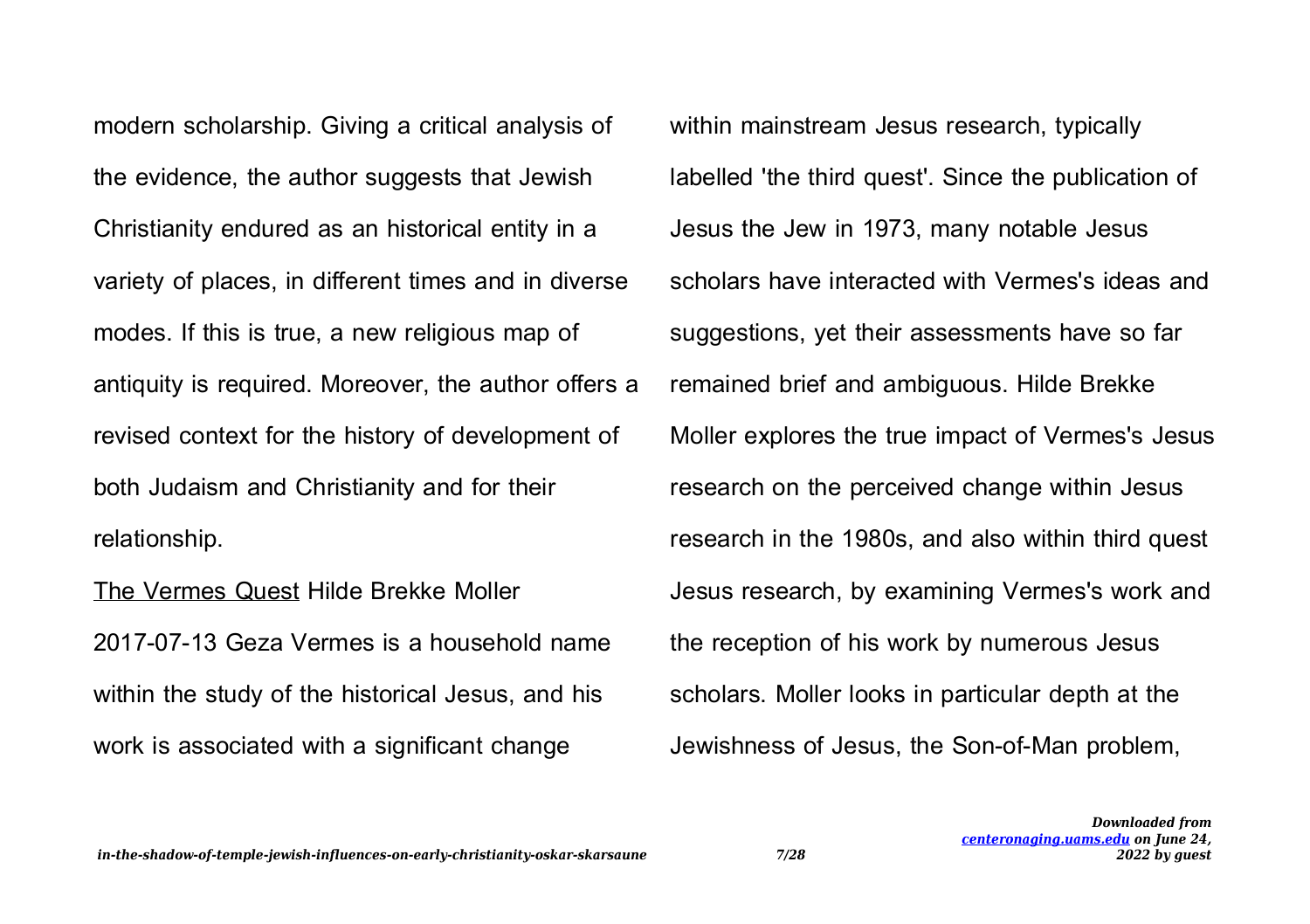modern scholarship. Giving a critical analysis of the evidence, the author suggests that Jewish Christianity endured as an historical entity in a variety of places, in different times and in diverse modes. If this is true, a new religious map of antiquity is required. Moreover, the author offers a revised context for the history of development of both Judaism and Christianity and for their relationship.

The Vermes Quest Hilde Brekke Moller 2017-07-13 Geza Vermes is a household name within the study of the historical Jesus, and his work is associated with a significant change within mainstream Jesus research, typically labelled 'the third quest'. Since the publication of Jesus the Jew in 1973, many notable Jesus scholars have interacted with Vermes's ideas and suggestions, yet their assessments have so far remained brief and ambiguous. Hilde Brekke Moller explores the true impact of Vermes's Jesus research on the perceived change within Jesus research in the 1980s, and also within third quest Jesus research, by examining Vermes's work and the reception of his work by numerous Jesus scholars. Moller looks in particular depth at the Jewishness of Jesus, the Son-of-Man problem,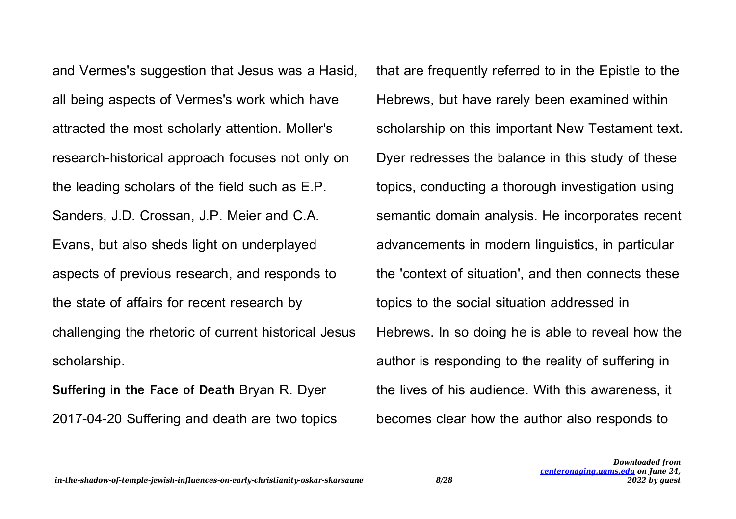and Vermes's suggestion that Jesus was a Hasid, all being aspects of Vermes's work which have attracted the most scholarly attention. Moller's research-historical approach focuses not only on the leading scholars of the field such as E.P. Sanders, J.D. Crossan, J.P. Meier and C.A. Evans, but also sheds light on underplayed aspects of previous research, and responds to the state of affairs for recent research by challenging the rhetoric of current historical Jesus scholarship.

**Suffering in the Face of Death** Bryan R. Dyer 2017-04-20 Suffering and death are two topics that are frequently referred to in the Epistle to the Hebrews, but have rarely been examined within scholarship on this important New Testament text. Dyer redresses the balance in this study of these topics, conducting a thorough investigation using semantic domain analysis. He incorporates recent advancements in modern linguistics, in particular the 'context of situation', and then connects these topics to the social situation addressed in Hebrews. In so doing he is able to reveal how the author is responding to the reality of suffering in the lives of his audience. With this awareness, it becomes clear how the author also responds to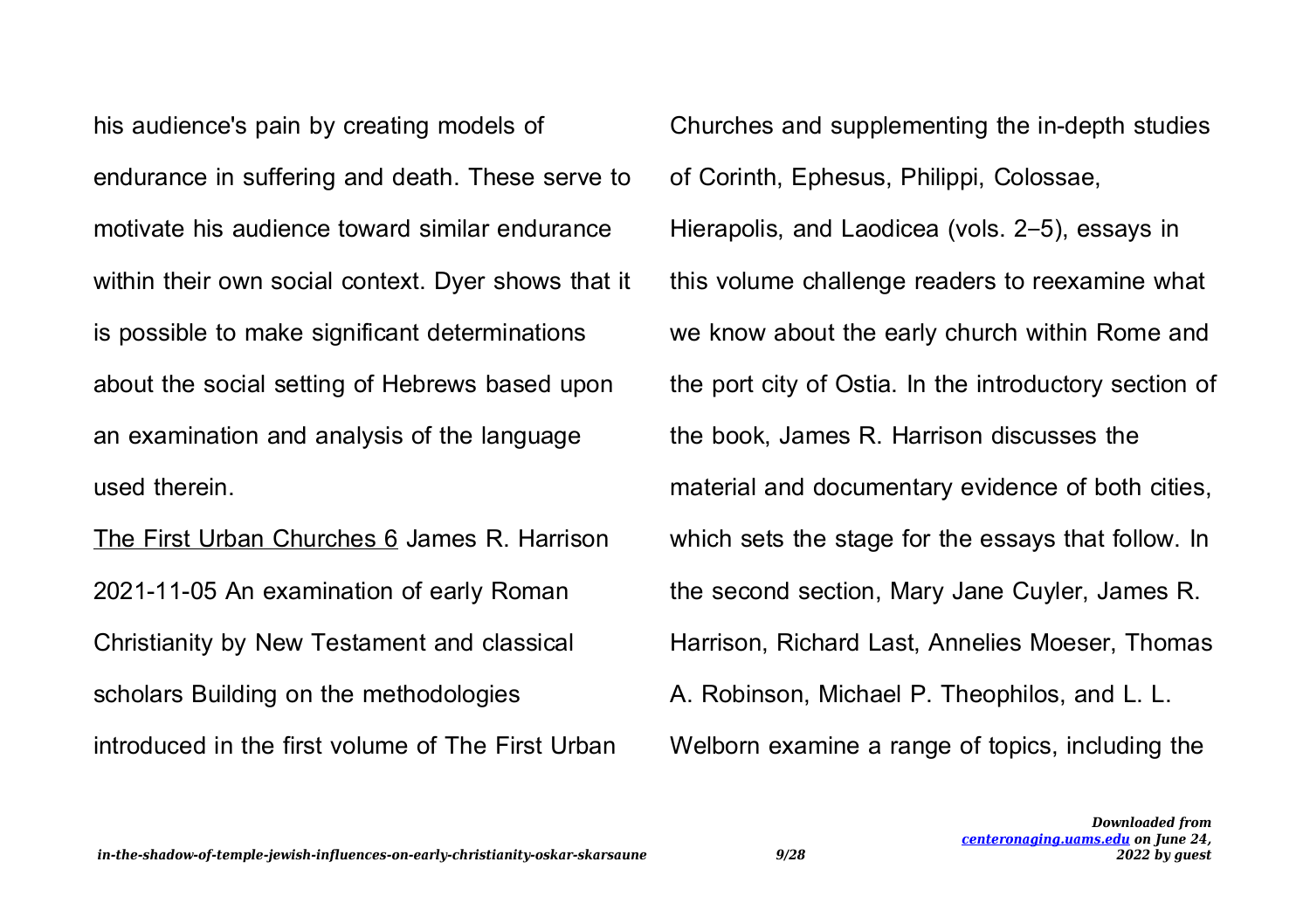his audience's pain by creating models of endurance in suffering and death. These serve to motivate his audience toward similar endurance within their own social context. Dyer shows that it is possible to make significant determinations about the social setting of Hebrews based upon an examination and analysis of the language used therein.

The First Urban Churches 6 James R. Harrison 2021-11-05 An examination of early Roman Christianity by New Testament and classical scholars Building on the methodologies introduced in the first volume of The First Urban Churches and supplementing the in-depth studies of Corinth, Ephesus, Philippi, Colossae, Hierapolis, and Laodicea (vols. 2–5), essays in this volume challenge readers to reexamine what we know about the early church within Rome and the port city of Ostia. In the introductory section of the book, James R. Harrison discusses the material and documentary evidence of both cities, which sets the stage for the essays that follow. In the second section, Mary Jane Cuyler, James R. Harrison, Richard Last, Annelies Moeser, Thomas A. Robinson, Michael P. Theophilos, and L. L. Welborn examine a range of topics, including the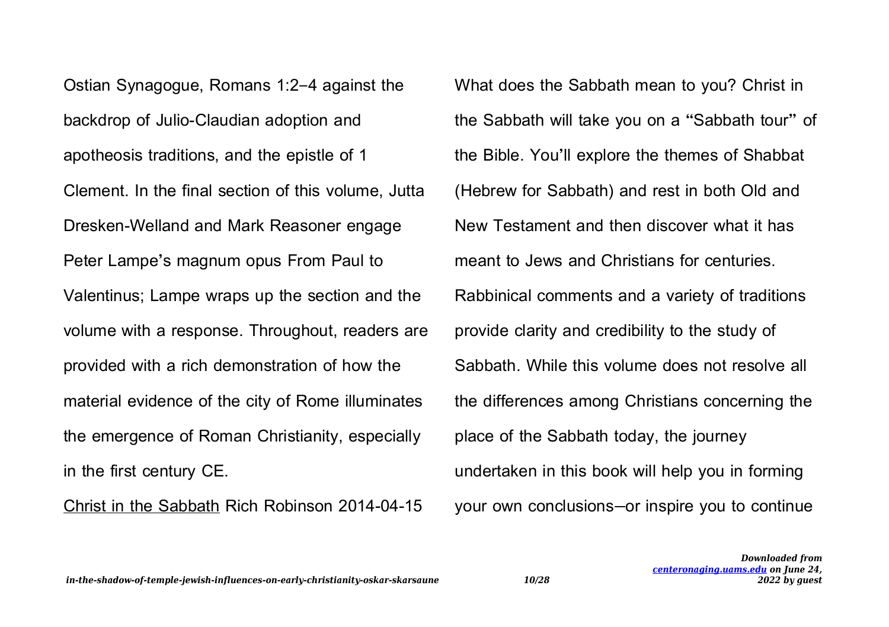Ostian Synagogue, Romans 1:2–4 against the backdrop of Julio-Claudian adoption and apotheosis traditions, and the epistle of 1 Clement. In the final section of this volume, Jutta Dresken-Welland and Mark Reasoner engage Peter Lampe's magnum opus From Paul to Valentinus; Lampe wraps up the section and the volume with a response. Throughout, readers are provided with a rich demonstration of how the material evidence of the city of Rome illuminates the emergence of Roman Christianity, especially in the first century CE.

Christ in the Sabbath Rich Robinson 2014-04-15

What does the Sabbath mean to you? Christ in the Sabbath will take you on a "Sabbath tour" of the Bible. You'll explore the themes of Shabbat (Hebrew for Sabbath) and rest in both Old and New Testament and then discover what it has meant to Jews and Christians for centuries. Rabbinical comments and a variety of traditions provide clarity and credibility to the study of Sabbath. While this volume does not resolve all the differences among Christians concerning the place of the Sabbath today, the journey undertaken in this book will help you in forming your own conclusions—or inspire you to continue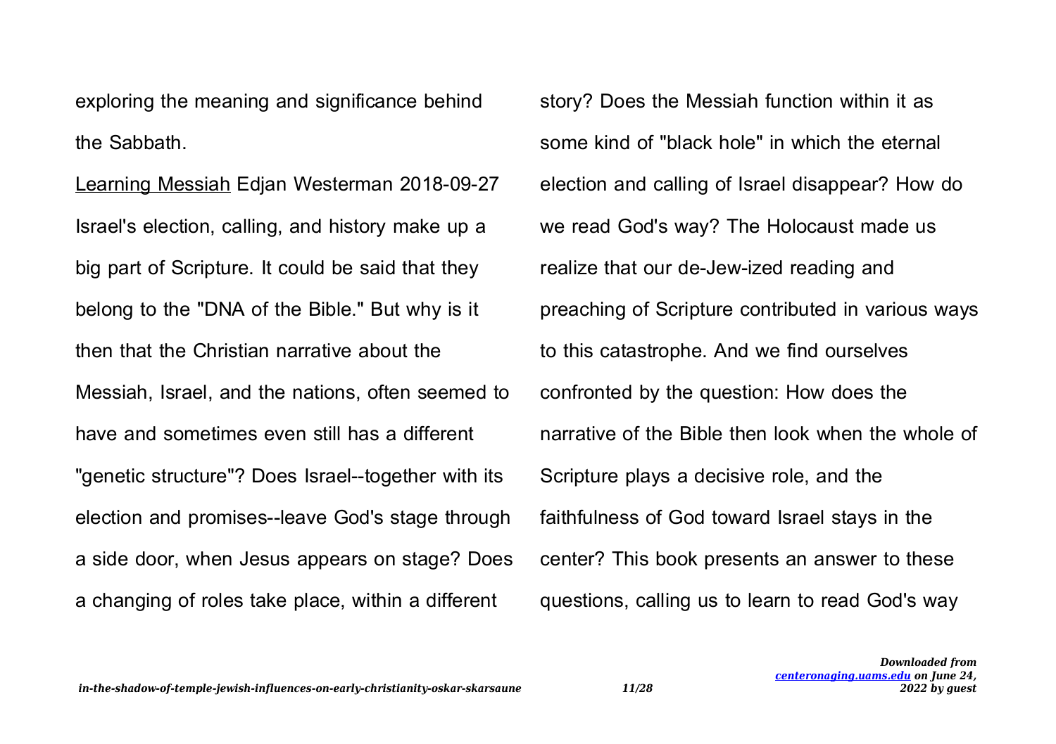exploring the meaning and significance behind the Sabbath.

Learning Messiah Edjan Westerman 2018-09-27 Israel's election, calling, and history make up a big part of Scripture. It could be said that they belong to the "DNA of the Bible." But why is it then that the Christian narrative about the Messiah, Israel, and the nations, often seemed to have and sometimes even still has a different "genetic structure"? Does Israel--together with its election and promises--leave God's stage through a side door, when Jesus appears on stage? Does a changing of roles take place, within a different story? Does the Messiah function within it as some kind of "black hole" in which the eternal election and calling of Israel disappear? How do we read God's way? The Holocaust made us realize that our de-Jew-ized reading and preaching of Scripture contributed in various ways to this catastrophe. And we find ourselves confronted by the question: How does the narrative of the Bible then look when the whole of Scripture plays a decisive role, and the faithfulness of God toward Israel stays in the center? This book presents an answer to these questions, calling us to learn to read God's way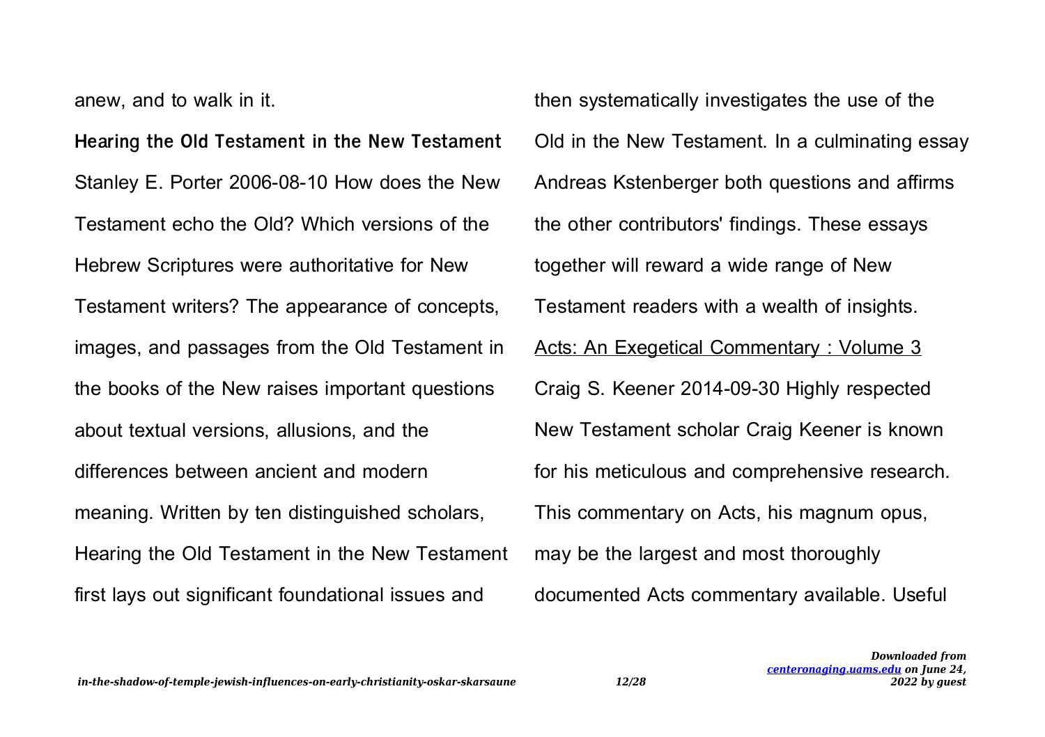anew, and to walk in it.

**Hearing the Old Testament in the New Testament**

Stanley E. Porter 2006-08-10 How does the New Testament echo the Old? Which versions of the Hebrew Scriptures were authoritative for New Testament writers? The appearance of concepts, images, and passages from the Old Testament in the books of the New raises important questions about textual versions, allusions, and the differences between ancient and modern meaning. Written by ten distinguished scholars, Hearing the Old Testament in the New Testament first lays out significant foundational issues and then systematically investigates the use of the Old in the New Testament. In a culminating essay Andreas Kstenberger both questions and affirms the other contributors' findings. These essays together will reward a wide range of New Testament readers with a wealth of insights.

Acts: An Exegetical Commentary : Volume 3

Craig S. Keener 2014-09-30 Highly respected New Testament scholar Craig Keener is known for his meticulous and comprehensive research. This commentary on Acts, his magnum opus, may be the largest and most thoroughly documented Acts commentary available. Useful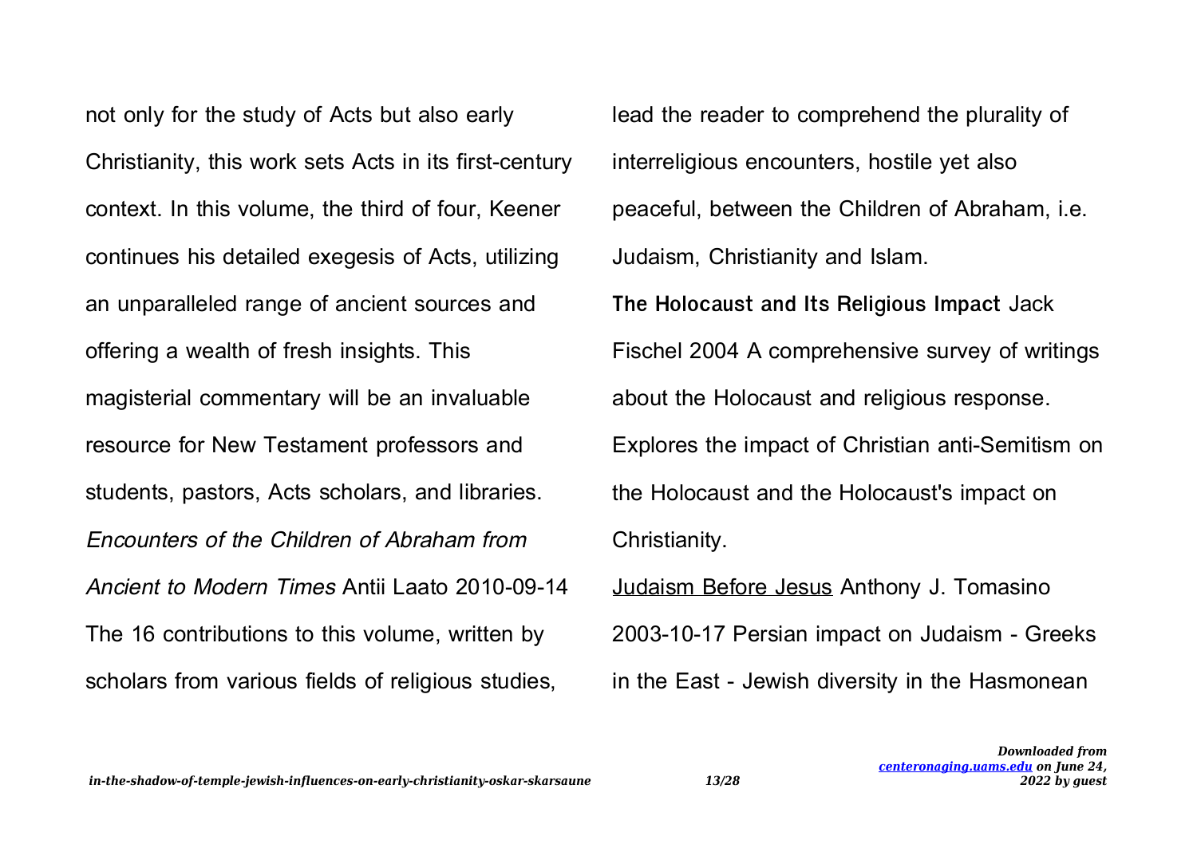not only for the study of Acts but also early Christianity, this work sets Acts in its first-century context. In this volume, the third of four, Keener continues his detailed exegesis of Acts, utilizing an unparalleled range of ancient sources and offering a wealth of fresh insights. This magisterial commentary will be an invaluable resource for New Testament professors and students, pastors, Acts scholars, and libraries.

*Encounters of the Children of Abraham from Ancient to Modern Times* Antii Laato 2010-09-14 The 16 contributions to this volume, written by scholars from various fields of religious studies, lead the reader to comprehend the plurality of interreligious encounters, hostile yet also peaceful, between the Children of Abraham, i.e. Judaism, Christianity and Islam.

**The Holocaust and Its Religious Impact** Jack Fischel 2004 A comprehensive survey of writings about the Holocaust and religious response. Explores the impact of Christian anti-Semitism on the Holocaust and the Holocaust's impact on Christianity.

Judaism Before Jesus Anthony J. Tomasino 2003-10-17 Persian impact on Judaism - Greeks in the East - Jewish diversity in the Hasmonean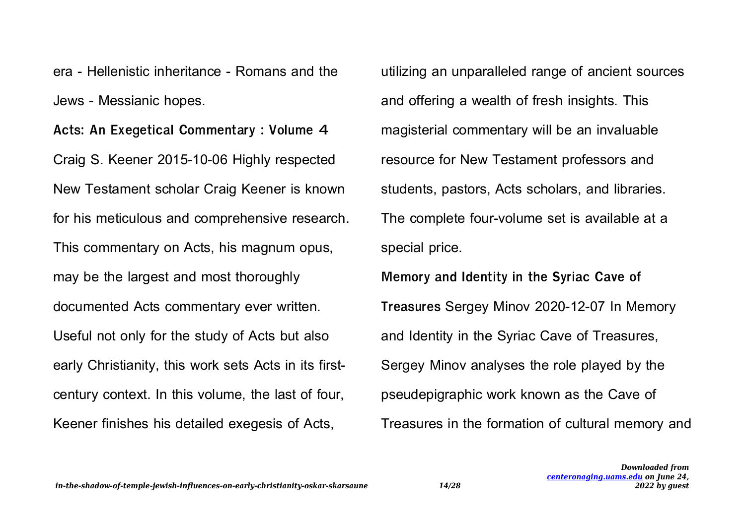era - Hellenistic inheritance - Romans and the Jews - Messianic hopes.

**Acts: An Exegetical Commentary : Volume 4** Craig S. Keener 2015-10-06 Highly respected New Testament scholar Craig Keener is known for his meticulous and comprehensive research. This commentary on Acts, his magnum opus, may be the largest and most thoroughly documented Acts commentary ever written. Useful not only for the study of Acts but also early Christianity, this work sets Acts in its first-century context. In this volume, the last of four, Keener finishes his detailed exegesis of Acts, utilizing an unparalleled range of ancient sources and offering a wealth of fresh insights. This magisterial commentary will be an invaluable resource for New Testament professors and students, pastors, Acts scholars, and libraries. The complete four-volume set is available at a special price.

**Memory and Identity in the Syriac Cave of Treasures** Sergey Minov 2020-12-07 In Memory and Identity in the Syriac Cave of Treasures, Sergey Minov analyses the role played by the pseudepigraphic work known as the Cave of Treasures in the formation of cultural memory and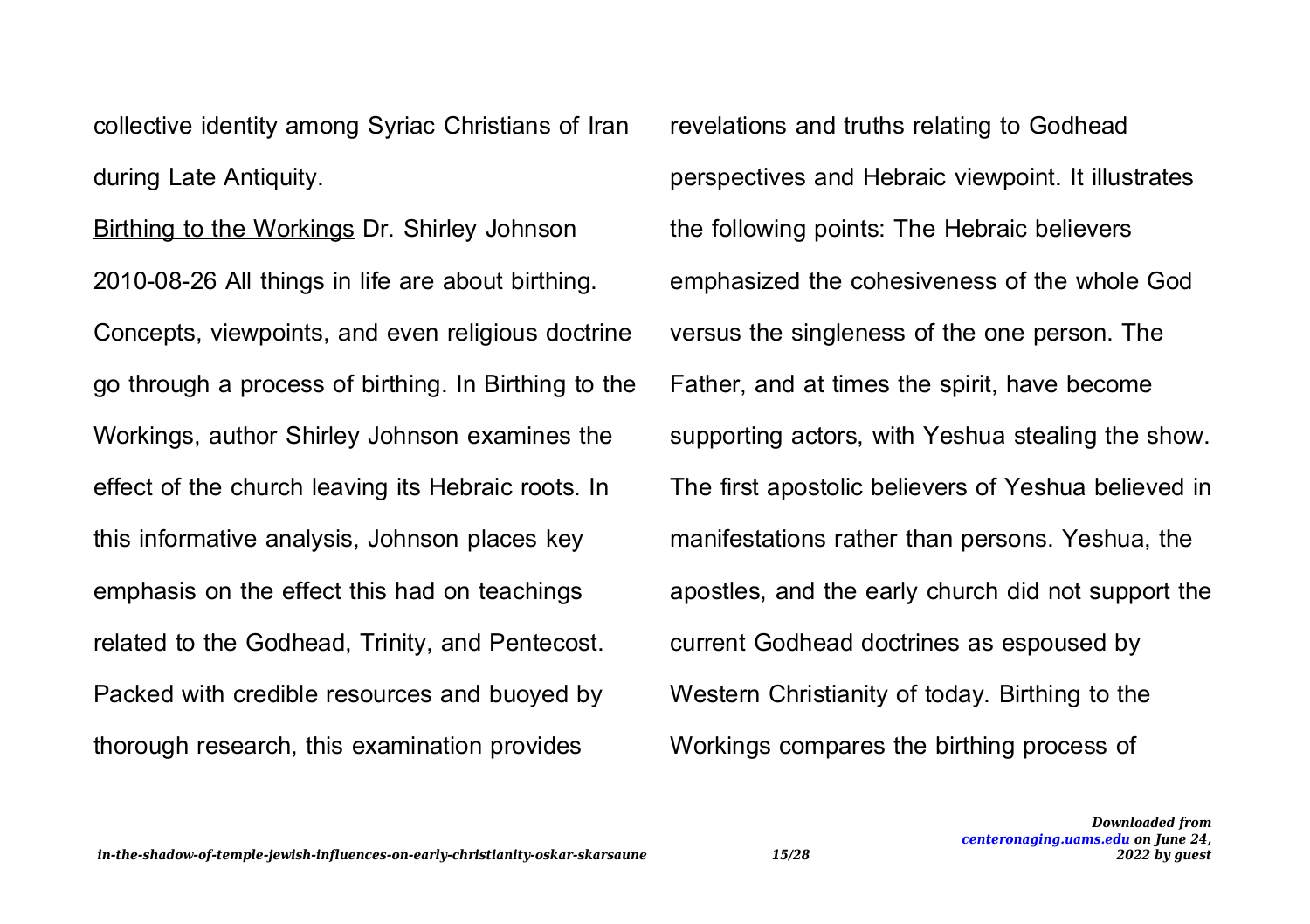collective identity among Syriac Christians of Iran during Late Antiquity.

Birthing to the Workings Dr. Shirley Johnson 2010-08-26 All things in life are about birthing. Concepts, viewpoints, and even religious doctrine go through a process of birthing. In Birthing to the Workings, author Shirley Johnson examines the effect of the church leaving its Hebraic roots. In this informative analysis, Johnson places key emphasis on the effect this had on teachings related to the Godhead, Trinity, and Pentecost. Packed with credible resources and buoyed by thorough research, this examination provides revelations and truths relating to Godhead perspectives and Hebraic viewpoint. It illustrates the following points: The Hebraic believers emphasized the cohesiveness of the whole God versus the singleness of the one person. The Father, and at times the spirit, have become supporting actors, with Yeshua stealing the show. The first apostolic believers of Yeshua believed in manifestations rather than persons. Yeshua, the apostles, and the early church did not support the current Godhead doctrines as espoused by Western Christianity of today. Birthing to the Workings compares the birthing process of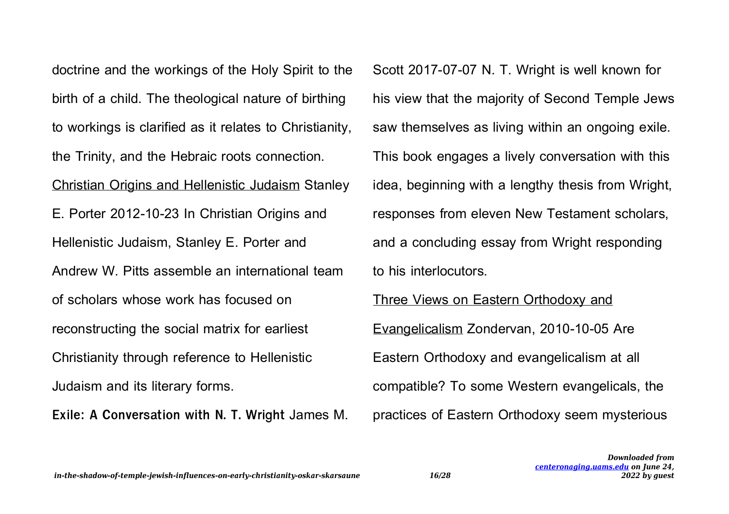doctrine and the workings of the Holy Spirit to the birth of a child. The theological nature of birthing to workings is clarified as it relates to Christianity, the Trinity, and the Hebraic roots connection.

Christian Origins and Hellenistic Judaism Stanley E. Porter 2012-10-23 In Christian Origins and Hellenistic Judaism, Stanley E. Porter and Andrew W. Pitts assemble an international team of scholars whose work has focused on reconstructing the social matrix for earliest Christianity through reference to Hellenistic Judaism and its literary forms.

**Exile: A Conversation with N. T. Wright** James M. Scott 2017-07-07 N. T. Wright is well known for his view that the majority of Second Temple Jews saw themselves as living within an ongoing exile. This book engages a lively conversation with this idea, beginning with a lengthy thesis from Wright, responses from eleven New Testament scholars, and a concluding essay from Wright responding to his interlocutors.

Three Views on Eastern Orthodoxy and Evangelicalism Zondervan, 2010-10-05 Are Eastern Orthodoxy and evangelicalism at all compatible? To some Western evangelicals, the practices of Eastern Orthodoxy seem mysterious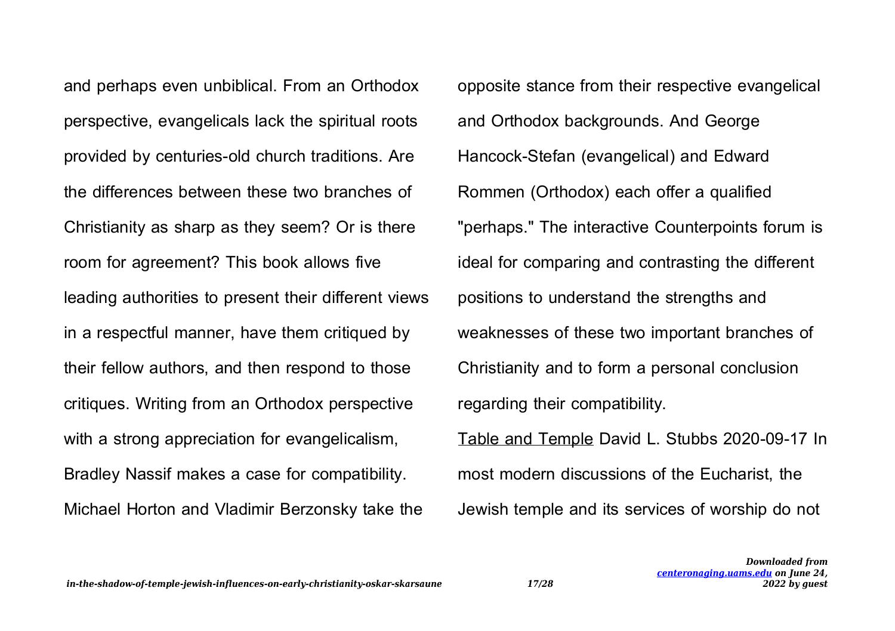and perhaps even unbiblical. From an Orthodox perspective, evangelicals lack the spiritual roots provided by centuries-old church traditions. Are the differences between these two branches of Christianity as sharp as they seem? Or is there room for agreement? This book allows five leading authorities to present their different views in a respectful manner, have them critiqued by their fellow authors, and then respond to those critiques. Writing from an Orthodox perspective with a strong appreciation for evangelicalism, Bradley Nassif makes a case for compatibility. Michael Horton and Vladimir Berzonsky take the opposite stance from their respective evangelical and Orthodox backgrounds. And George Hancock-Stefan (evangelical) and Edward Rommen (Orthodox) each offer a qualified "perhaps." The interactive Counterpoints forum is ideal for comparing and contrasting the different positions to understand the strengths and weaknesses of these two important branches of Christianity and to form a personal conclusion regarding their compatibility.

Table and Temple David L. Stubbs 2020-09-17 In most modern discussions of the Eucharist, the Jewish temple and its services of worship do not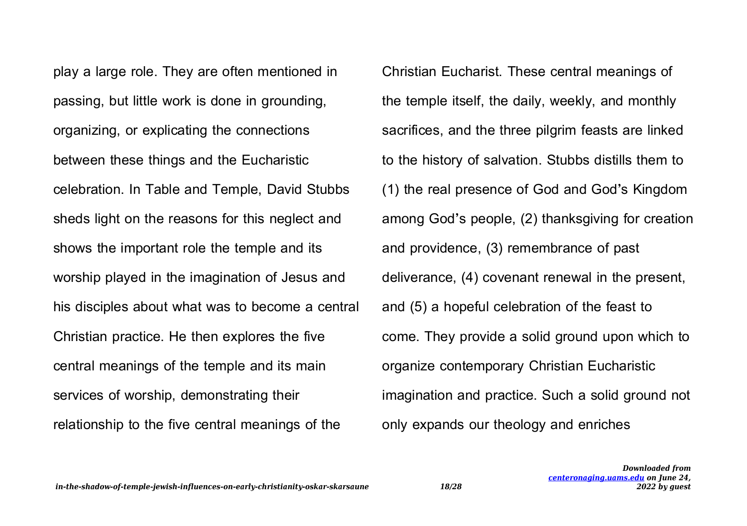play a large role. They are often mentioned in passing, but little work is done in grounding, organizing, or explicating the connections between these things and the Eucharistic celebration. In Table and Temple, David Stubbs sheds light on the reasons for this neglect and shows the important role the temple and its worship played in the imagination of Jesus and his disciples about what was to become a central Christian practice. He then explores the five central meanings of the temple and its main services of worship, demonstrating their relationship to the five central meanings of the Christian Eucharist. These central meanings of the temple itself, the daily, weekly, and monthly sacrifices, and the three pilgrim feasts are linked to the history of salvation. Stubbs distills them to (1) the real presence of God and God's Kingdom among God's people, (2) thanksgiving for creation and providence, (3) remembrance of past deliverance, (4) covenant renewal in the present, and (5) a hopeful celebration of the feast to come. They provide a solid ground upon which to organize contemporary Christian Eucharistic imagination and practice. Such a solid ground not only expands our theology and enriches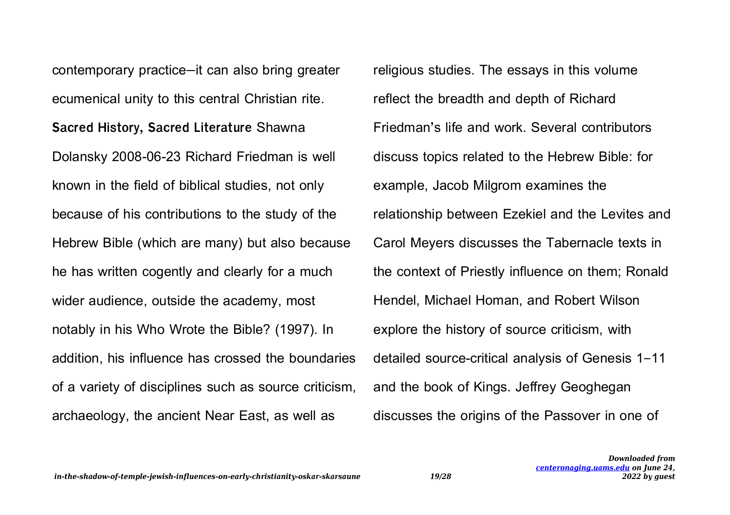contemporary practice—it can also bring greater ecumenical unity to this central Christian rite.

**Sacred History, Sacred Literature** Shawna Dolansky 2008-06-23 Richard Friedman is well known in the field of biblical studies, not only because of his contributions to the study of the Hebrew Bible (which are many) but also because he has written cogently and clearly for a much wider audience, outside the academy, most notably in his Who Wrote the Bible? (1997). In addition, his influence has crossed the boundaries of a variety of disciplines such as source criticism, archaeology, the ancient Near East, as well as religious studies. The essays in this volume reflect the breadth and depth of Richard Friedman's life and work. Several contributors discuss topics related to the Hebrew Bible: for example, Jacob Milgrom examines the relationship between Ezekiel and the Levites and Carol Meyers discusses the Tabernacle texts in the context of Priestly influence on them; Ronald Hendel, Michael Homan, and Robert Wilson explore the history of source criticism, with detailed source-critical analysis of Genesis 1–11 and the book of Kings. Jeffrey Geoghegan discusses the origins of the Passover in one of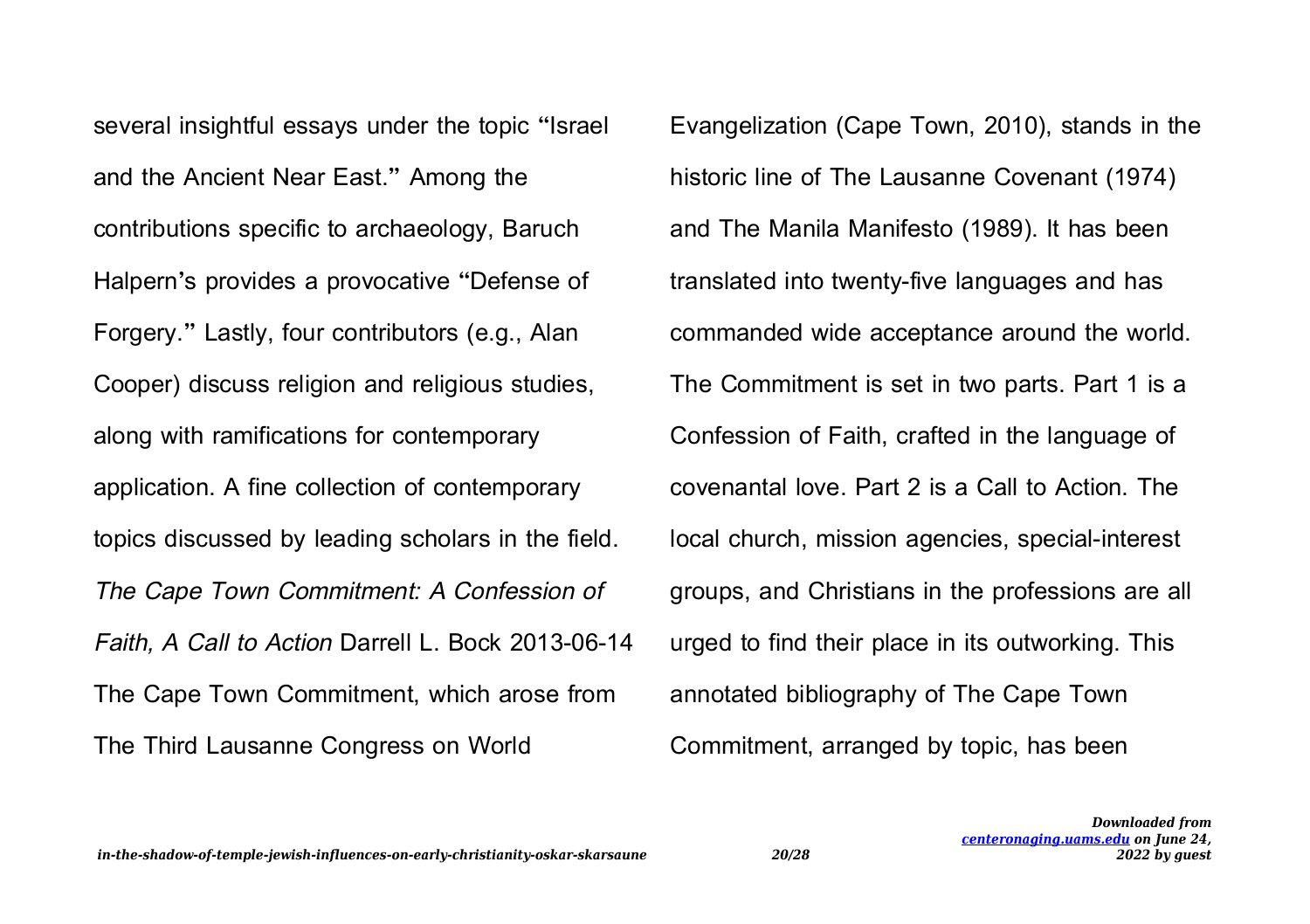several insightful essays under the topic "Israel and the Ancient Near East." Among the contributions specific to archaeology, Baruch Halpern's provides a provocative "Defense of Forgery." Lastly, four contributors (e.g., Alan Cooper) discuss religion and religious studies, along with ramifications for contemporary application. A fine collection of contemporary topics discussed by leading scholars in the field.

*The Cape Town Commitment: A Confession of Faith, A Call to Action* Darrell L. Bock 2013-06-14 The Cape Town Commitment, which arose from The Third Lausanne Congress on World Evangelization (Cape Town, 2010), stands in the historic line of The Lausanne Covenant (1974) and The Manila Manifesto (1989). It has been translated into twenty-five languages and has commanded wide acceptance around the world. The Commitment is set in two parts. Part 1 is a Confession of Faith, crafted in the language of covenantal love. Part 2 is a Call to Action. The local church, mission agencies, special-interest groups, and Christians in the professions are all urged to find their place in its outworking. This annotated bibliography of The Cape Town Commitment, arranged by topic, has been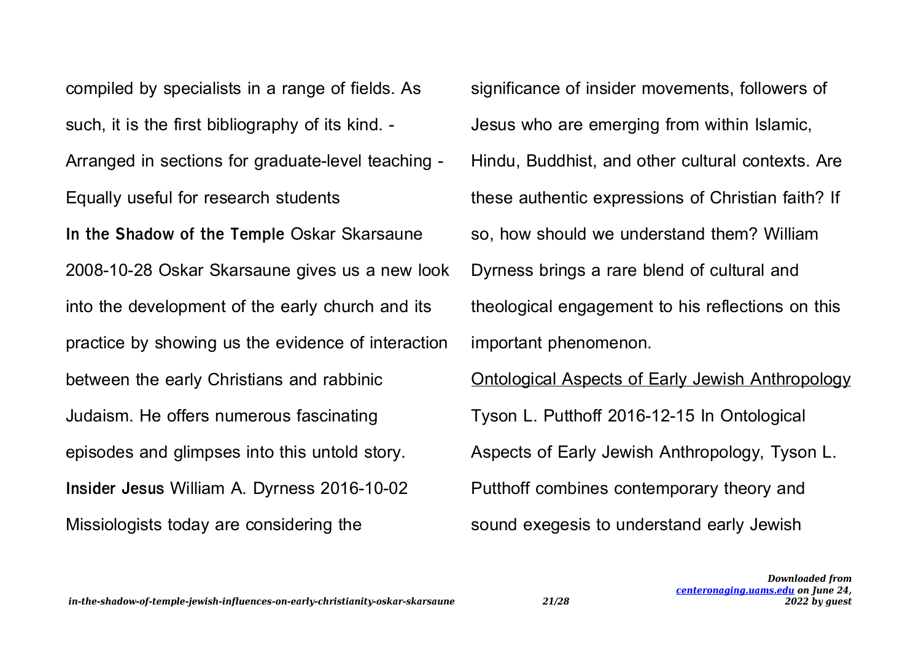compiled by specialists in a range of fields. As such, it is the first bibliography of its kind. - Arranged in sections for graduate-level teaching - Equally useful for research students

**In the Shadow of the Temple** Oskar Skarsaune 2008-10-28 Oskar Skarsaune gives us a new look into the development of the early church and its practice by showing us the evidence of interaction between the early Christians and rabbinic Judaism. He offers numerous fascinating episodes and glimpses into this untold story.

**Insider Jesus** William A. Dyrness 2016-10-02 Missiologists today are considering the significance of insider movements, followers of Jesus who are emerging from within Islamic, Hindu, Buddhist, and other cultural contexts. Are these authentic expressions of Christian faith? If so, how should we understand them? William Dyrness brings a rare blend of cultural and theological engagement to his reflections on this important phenomenon.

Ontological Aspects of Early Jewish Anthropology Tyson L. Putthoff 2016-12-15 In Ontological Aspects of Early Jewish Anthropology, Tyson L. Putthoff combines contemporary theory and sound exegesis to understand early Jewish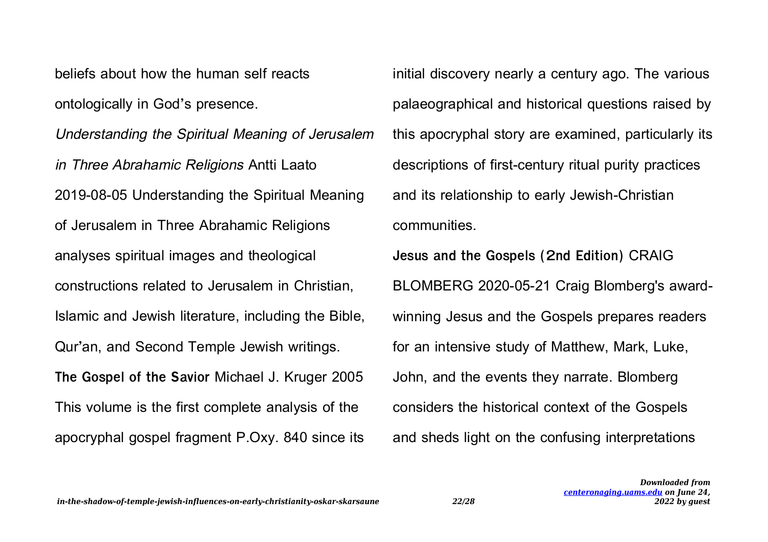beliefs about how the human self reacts ontologically in God's presence.

*Understanding the Spiritual Meaning of Jerusalem in Three Abrahamic Religions* Antti Laato 2019-08-05 Understanding the Spiritual Meaning of Jerusalem in Three Abrahamic Religions analyses spiritual images and theological constructions related to Jerusalem in Christian, Islamic and Jewish literature, including the Bible, Qur'an, and Second Temple Jewish writings.

**The Gospel of the Savior** Michael J. Kruger 2005 This volume is the first complete analysis of the apocryphal gospel fragment P.Oxy. 840 since its initial discovery nearly a century ago. The various palaeographical and historical questions raised by this apocryphal story are examined, particularly its descriptions of first-century ritual purity practices and its relationship to early Jewish-Christian communities.

**Jesus and the Gospels (2nd Edition)** CRAIG BLOMBERG 2020-05-21 Craig Blomberg's award-winning Jesus and the Gospels prepares readers for an intensive study of Matthew, Mark, Luke, John, and the events they narrate. Blomberg considers the historical context of the Gospels and sheds light on the confusing interpretations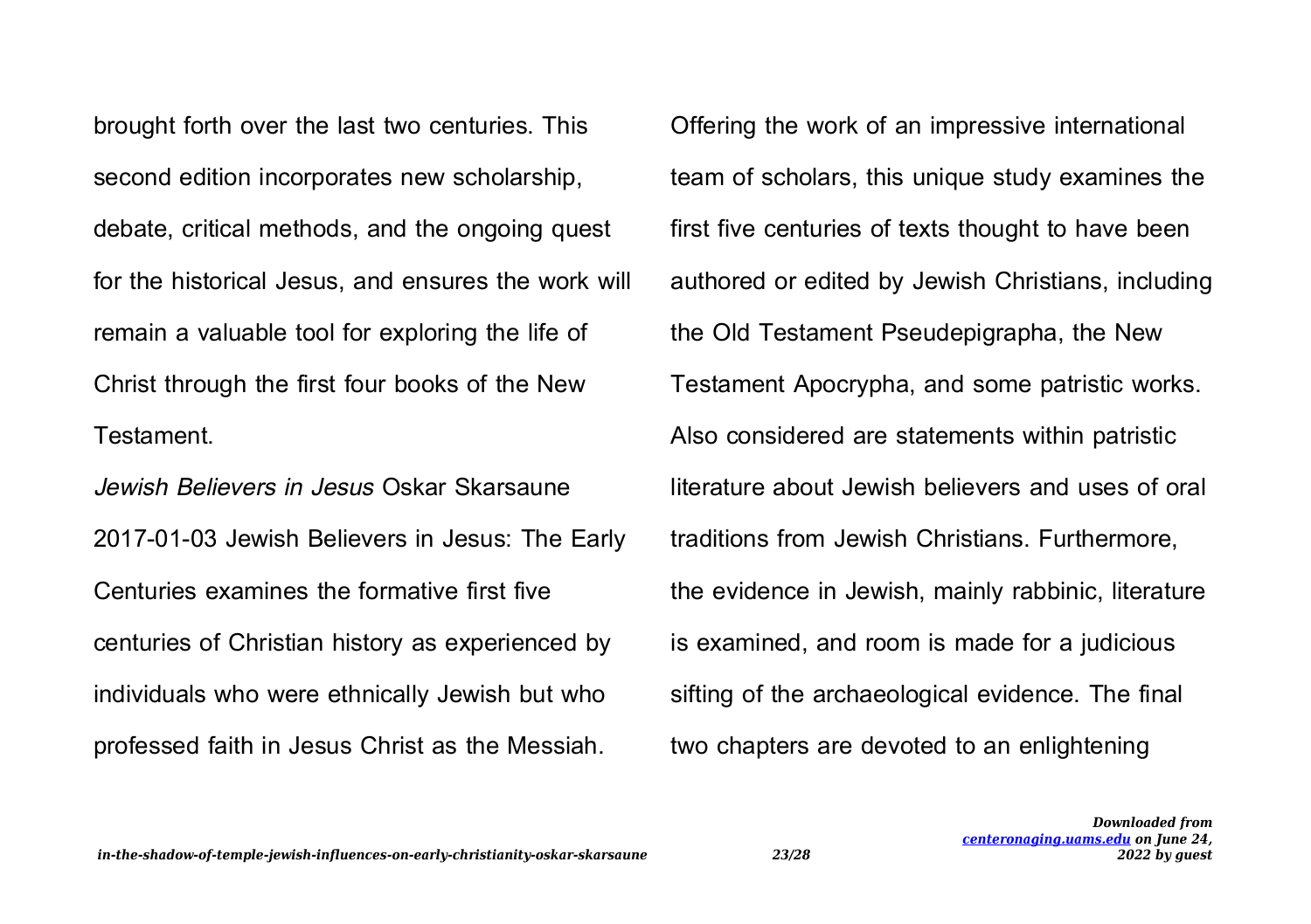brought forth over the last two centuries. This second edition incorporates new scholarship, debate, critical methods, and the ongoing quest for the historical Jesus, and ensures the work will remain a valuable tool for exploring the life of Christ through the first four books of the New Testament.

*Jewish Believers in Jesus* Oskar Skarsaune 2017-01-03 Jewish Believers in Jesus: The Early Centuries examines the formative first five centuries of Christian history as experienced by individuals who were ethnically Jewish but who professed faith in Jesus Christ as the Messiah. Offering the work of an impressive international team of scholars, this unique study examines the first five centuries of texts thought to have been authored or edited by Jewish Christians, including the Old Testament Pseudepigrapha, the New Testament Apocrypha, and some patristic works. Also considered are statements within patristic literature about Jewish believers and uses of oral traditions from Jewish Christians. Furthermore, the evidence in Jewish, mainly rabbinic, literature is examined, and room is made for a judicious sifting of the archaeological evidence. The final two chapters are devoted to an enlightening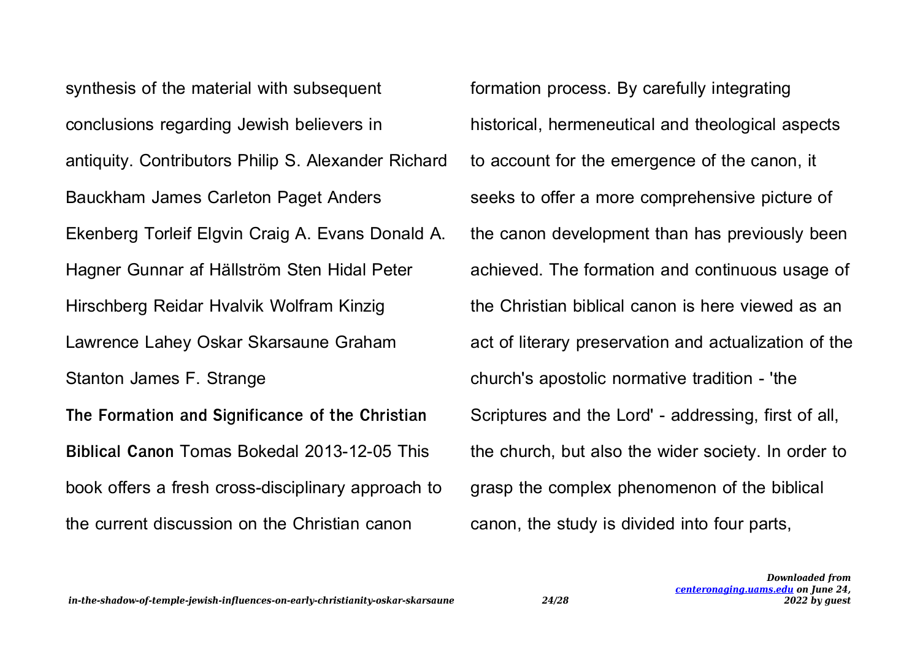synthesis of the material with subsequent conclusions regarding Jewish believers in antiquity. Contributors Philip S. Alexander Richard Bauckham James Carleton Paget Anders Ekenberg Torleif Elgvin Craig A. Evans Donald A. Hagner Gunnar af Hällström Sten Hidal Peter Hirschberg Reidar Hvalvik Wolfram Kinzig Lawrence Lahey Oskar Skarsaune Graham Stanton James F. Strange

**The Formation and Significance of the Christian Biblical Canon** Tomas Bokedal 2013-12-05 This book offers a fresh cross-disciplinary approach to the current discussion on the Christian canon formation process. By carefully integrating historical, hermeneutical and theological aspects to account for the emergence of the canon, it seeks to offer a more comprehensive picture of the canon development than has previously been achieved. The formation and continuous usage of the Christian biblical canon is here viewed as an act of literary preservation and actualization of the church's apostolic normative tradition - 'the Scriptures and the Lord' - addressing, first of all, the church, but also the wider society. In order to grasp the complex phenomenon of the biblical canon, the study is divided into four parts,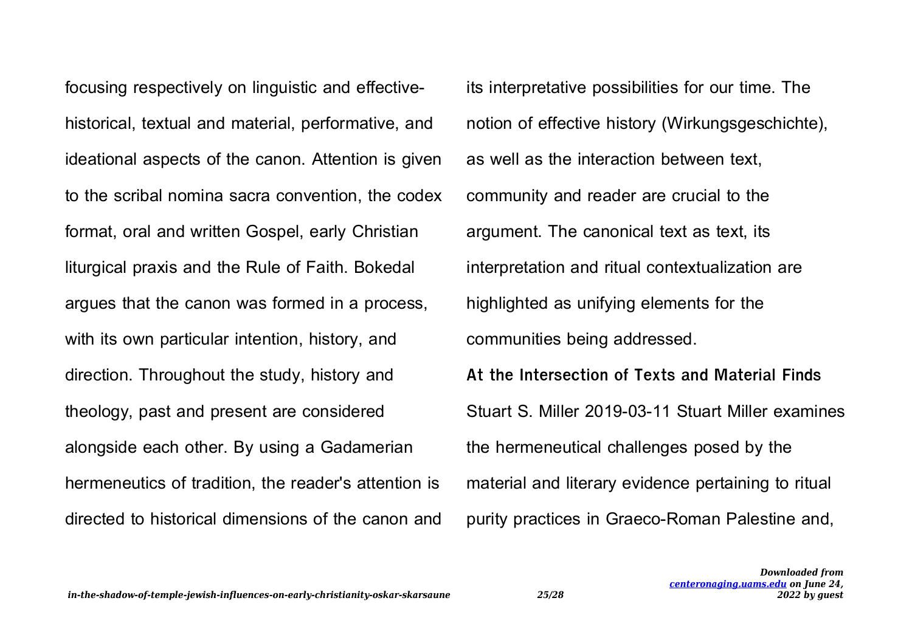focusing respectively on linguistic and effective-historical, textual and material, performative, and ideational aspects of the canon. Attention is given to the scribal nomina sacra convention, the codex format, oral and written Gospel, early Christian liturgical praxis and the Rule of Faith. Bokedal argues that the canon was formed in a process, with its own particular intention, history, and direction. Throughout the study, history and theology, past and present are considered alongside each other. By using a Gadamerian hermeneutics of tradition, the reader's attention is directed to historical dimensions of the canon and its interpretative possibilities for our time. The notion of effective history (Wirkungsgeschichte), as well as the interaction between text, community and reader are crucial to the argument. The canonical text as text, its interpretation and ritual contextualization are highlighted as unifying elements for the communities being addressed.

**At the Intersection of Texts and Material Finds**

Stuart S. Miller 2019-03-11 Stuart Miller examines the hermeneutical challenges posed by the material and literary evidence pertaining to ritual purity practices in Graeco-Roman Palestine and,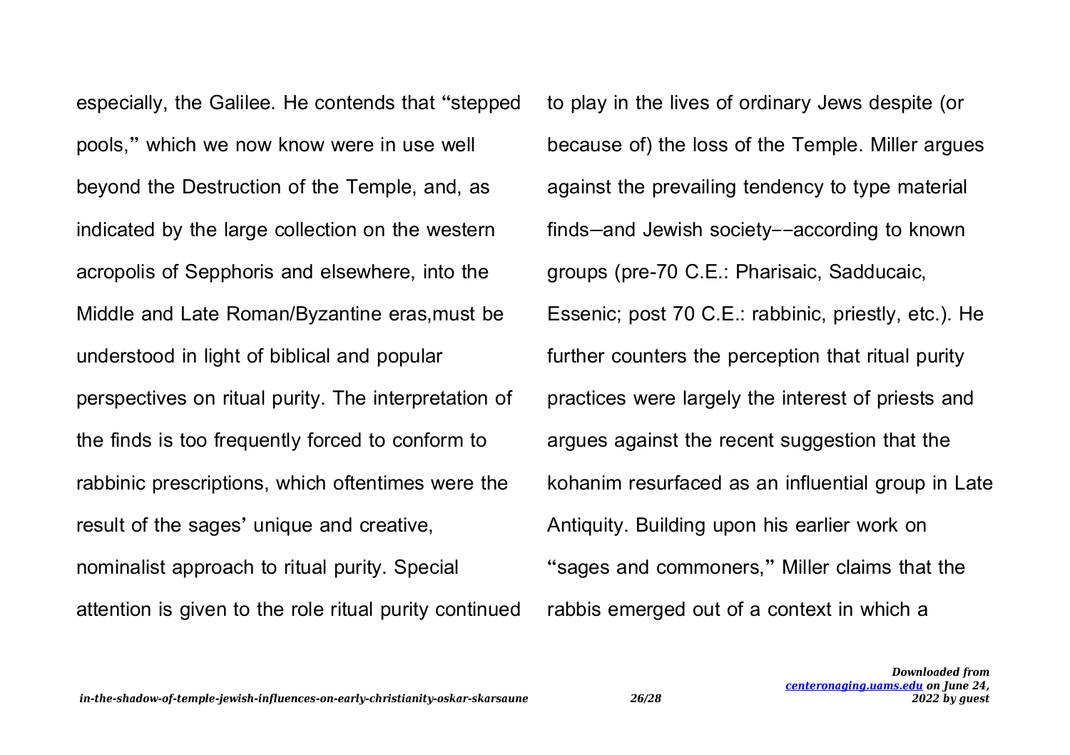especially, the Galilee. He contends that "stepped pools," which we now know were in use well beyond the Destruction of the Temple, and, as indicated by the large collection on the western acropolis of Sepphoris and elsewhere, into the Middle and Late Roman/Byzantine eras,must be understood in light of biblical and popular perspectives on ritual purity. The interpretation of the finds is too frequently forced to conform to rabbinic prescriptions, which oftentimes were the result of the sages' unique and creative, nominalist approach to ritual purity. Special attention is given to the role ritual purity continued to play in the lives of ordinary Jews despite (or because of) the loss of the Temple. Miller argues against the prevailing tendency to type material finds–and Jewish society––according to known groups (pre-70 C.E.: Pharisaic, Sadducaic, Essenic; post 70 C.E.: rabbinic, priestly, etc.). He further counters the perception that ritual purity practices were largely the interest of priests and argues against the recent suggestion that the kohanim resurfaced as an influential group in Late Antiquity. Building upon his earlier work on "sages and commoners," Miller claims that the rabbis emerged out of a context in which a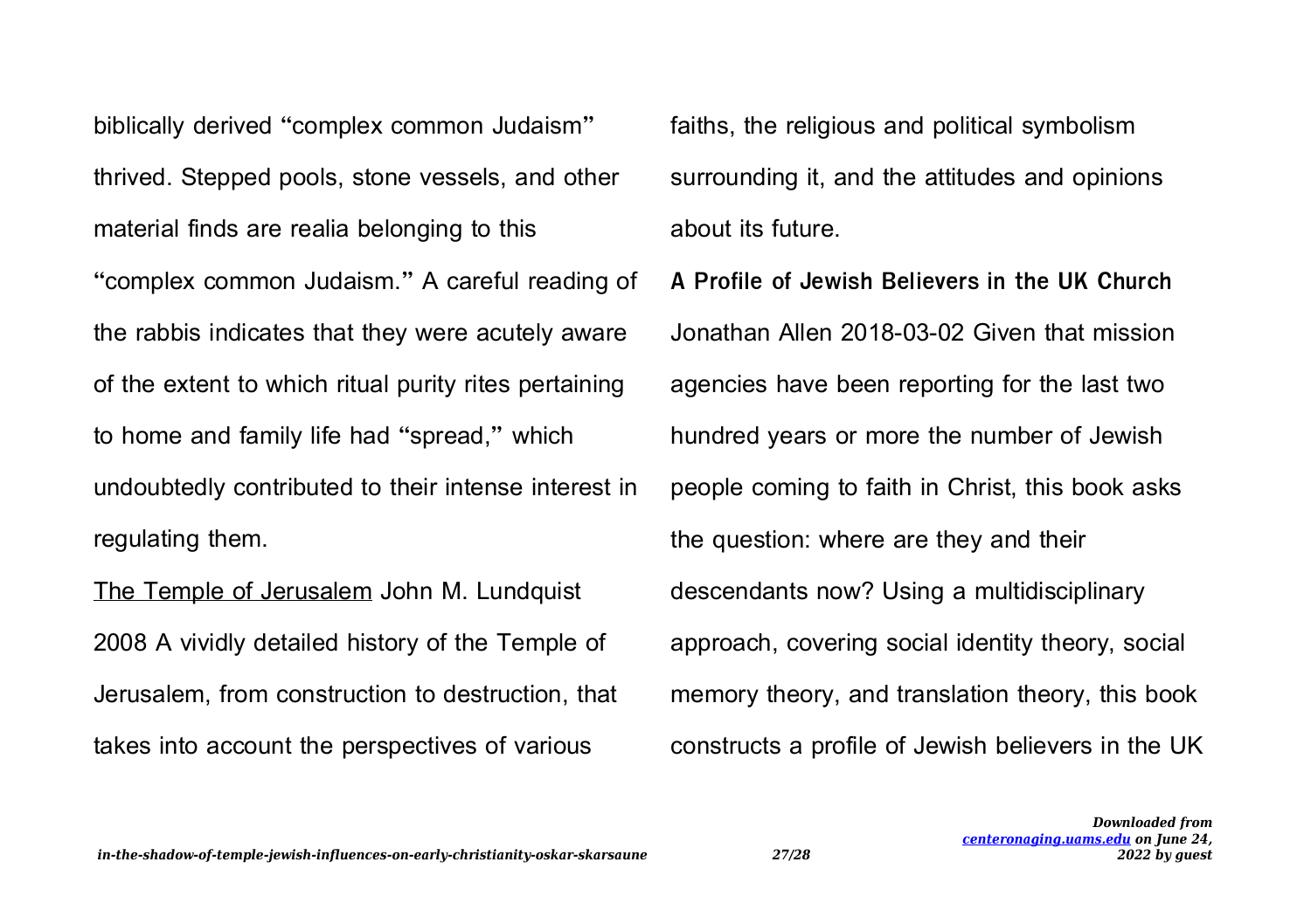biblically derived "complex common Judaism" thrived. Stepped pools, stone vessels, and other material finds are realia belonging to this "complex common Judaism." A careful reading of the rabbis indicates that they were acutely aware of the extent to which ritual purity rites pertaining to home and family life had "spread," which undoubtedly contributed to their intense interest in regulating them.

The Temple of Jerusalem John M. Lundquist 2008 A vividly detailed history of the Temple of Jerusalem, from construction to destruction, that takes into account the perspectives of various faiths, the religious and political symbolism surrounding it, and the attitudes and opinions about its future.

**A Profile of Jewish Believers in the UK Church** Jonathan Allen 2018-03-02 Given that mission agencies have been reporting for the last two hundred years or more the number of Jewish people coming to faith in Christ, this book asks the question: where are they and their descendants now? Using a multidisciplinary approach, covering social identity theory, social memory theory, and translation theory, this book constructs a profile of Jewish believers in the UK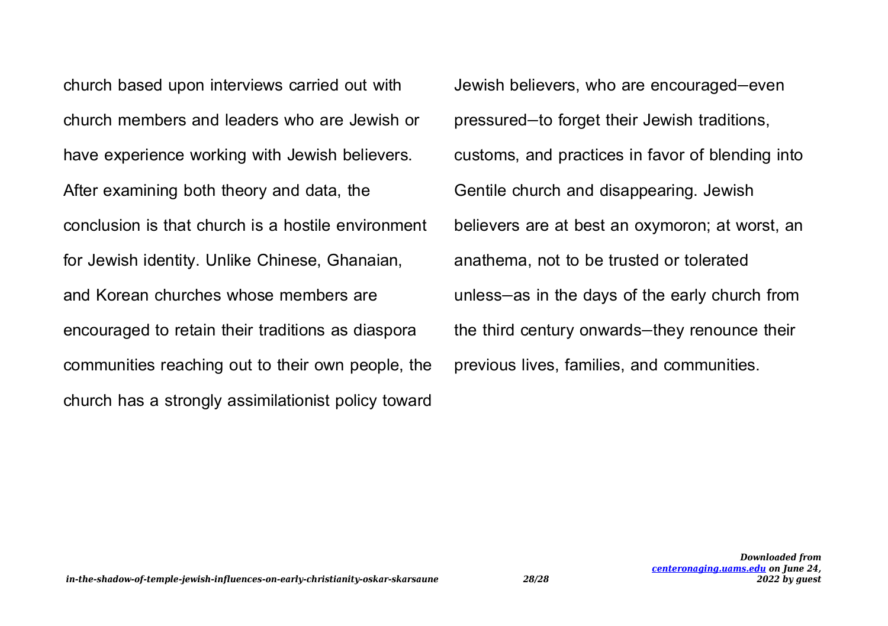church based upon interviews carried out with church members and leaders who are Jewish or have experience working with Jewish believers. After examining both theory and data, the conclusion is that church is a hostile environment for Jewish identity. Unlike Chinese, Ghanaian, and Korean churches whose members are encouraged to retain their traditions as diaspora communities reaching out to their own people, the church has a strongly assimilationist policy toward Jewish believers, who are encouraged—even pressured—to forget their Jewish traditions, customs, and practices in favor of blending into Gentile church and disappearing. Jewish believers are at best an oxymoron; at worst, an anathema, not to be trusted or tolerated unless—as in the days of the early church from the third century onwards—they renounce their previous lives, families, and communities.